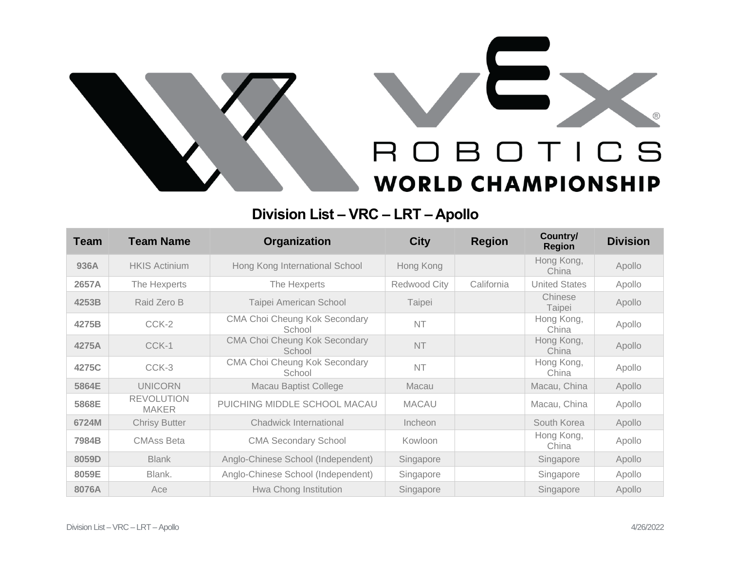# VEX ROBOTICS WORLD CHAMPIONSHIP

## Division List – VRC – LRT – Apollo

| Team | Team Name | Organization | City | Region | Country/ Region | Division |
|---|---|---|---|---|---|---|
| 936A | HKIS Actinium | Hong Kong International School | Hong Kong | | Hong Kong, China | Apollo |
| 2657A | The Hexperts | The Hexperts | Redwood City | California | United States | Apollo |
| 4253B | Raid Zero B | Taipei American School | Taipei | | Chinese Taipei | Apollo |
| 4275B | CCK-2 | CMA Choi Cheung Kok Secondary School | NT | | Hong Kong, China | Apollo |
| 4275A | CCK-1 | CMA Choi Cheung Kok Secondary School | NT | | Hong Kong, China | Apollo |
| 4275C | CCK-3 | CMA Choi Cheung Kok Secondary School | NT | | Hong Kong, China | Apollo |
| 5864E | UNICORN | Macau Baptist College | Macau | | Macau, China | Apollo |
| 5868E | REVOLUTION MAKER | PUICHING MIDDLE SCHOOL MACAU | MACAU | | Macau, China | Apollo |
| 6724M | Chrisy Butter | Chadwick International | Incheon | | South Korea | Apollo |
| 7984B | CMAss Beta | CMA Secondary School | Kowloon | | Hong Kong, China | Apollo |
| 8059D | Blank | Anglo-Chinese School (Independent) | Singapore | | Singapore | Apollo |
| 8059E | Blank. | Anglo-Chinese School (Independent) | Singapore | | Singapore | Apollo |
| 8076A | Ace | Hwa Chong Institution | Singapore | | Singapore | Apollo |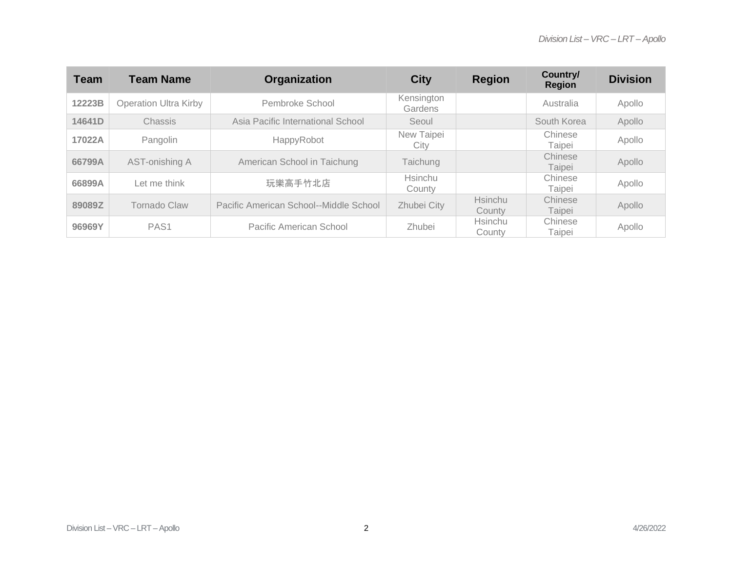| Team | Team Name | Organization | City | Region | Country/ Region | Division |
|---|---|---|---|---|---|---|
| **12223B** | Operation Ultra Kirby | Pembroke School | Kensington Gardens | | Australia | Apollo |
| **14641D** | Chassis | Asia Pacific International School | Seoul | | South Korea | Apollo |
| **17022A** | Pangolin | HappyRobot | New Taipei City | | Chinese Taipei | Apollo |
| **66799A** | AST-onishing A | American School in Taichung | Taichung | | Chinese Taipei | Apollo |
| **66899A** | Let me think | 玩樂高手竹北店 | Hsinchu County | | Chinese Taipei | Apollo |
| **89089Z** | Tornado Claw | Pacific American School--Middle School | Zhubei City | Hsinchu County | Chinese Taipei | Apollo |
| **96969Y** | PAS1 | Pacific American School | Zhubei | Hsinchu County | Chinese Taipei | Apollo |